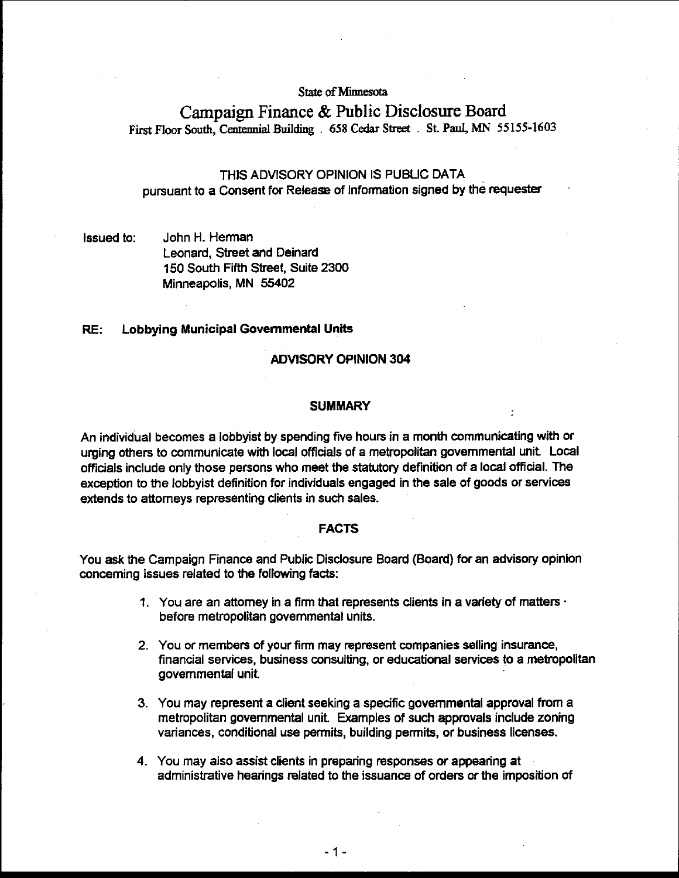State of Minnesota

# Campaign Finance & Public Disclosure Board

First Floor South, Centennial Building . 658 Cedar Street . St. Paul, MN 55155-1603

THIS ADVISORY OPINION IS PUBLIC DATA
pursuant to a Consent for Release of Information signed by the requester

Issued to: John H. Herman
Leonard, Street and Deinard
150 South Fifth Street, Suite 2300
Minneapolis, MN 55402

**RE: Lobbying Municipal Governmental Units**

## ADVISORY OPINION 304

### SUMMARY

An individual becomes a lobbyist by spending five hours in a month communicating with or urging others to communicate with local officials of a metropolitan governmental unit. Local officials include only those persons who meet the statutory definition of a local official. The exception to the lobbyist definition for individuals engaged in the sale of goods or services extends to attorneys representing clients in such sales.

### FACTS

You ask the Campaign Finance and Public Disclosure Board (Board) for an advisory opinion concerning issues related to the following facts:

1. You are an attorney in a firm that represents clients in a variety of matters before metropolitan governmental units.
2. You or members of your firm may represent companies selling insurance, financial services, business consulting, or educational services to a metropolitan governmental unit.
3. You may represent a client seeking a specific governmental approval from a metropolitan governmental unit. Examples of such approvals include zoning variances, conditional use permits, building permits, or business licenses.
4. You may also assist clients in preparing responses or appearing at administrative hearings related to the issuance of orders or the imposition of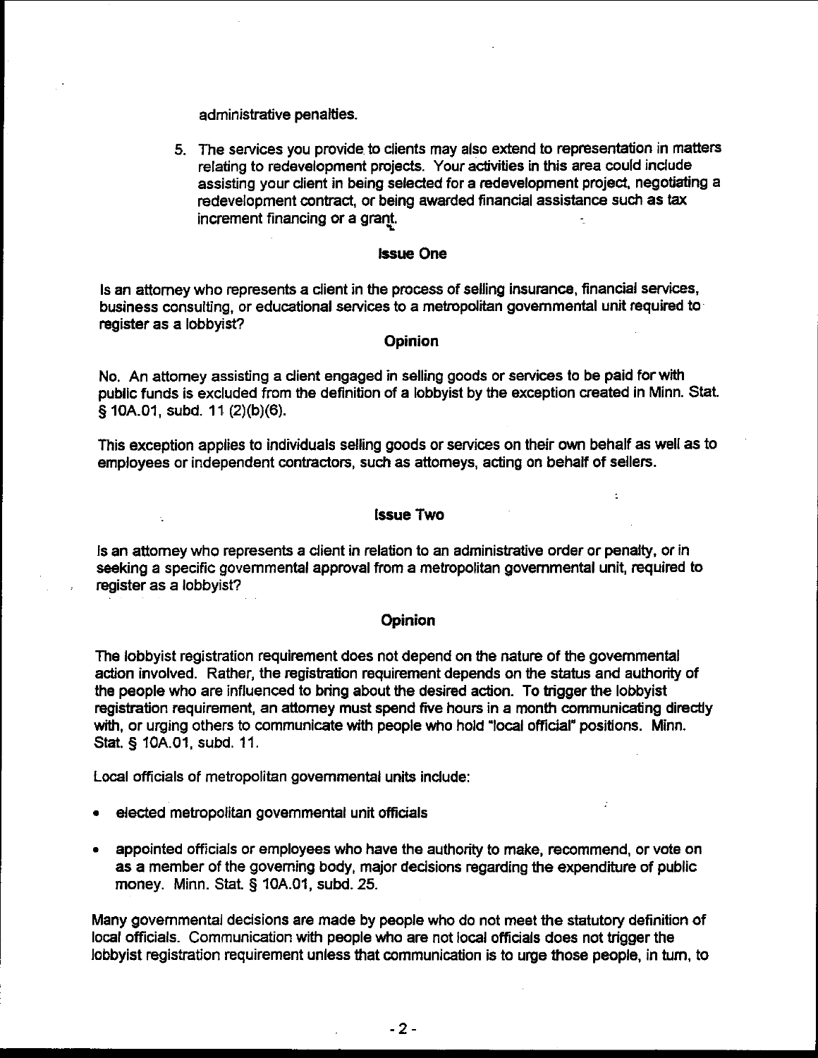administrative penalties.

5. The services you provide to clients may also extend to representation in matters relating to redevelopment projects. Your activities in this area could include assisting your client in being selected for a redevelopment project, negotiating a redevelopment contract, or being awarded financial assistance such as tax increment financing or a grant.

### Issue One

Is an attorney who represents a client in the process of selling insurance, financial services, business consulting, or educational services to a metropolitan governmental unit required to register as a lobbyist?

### Opinion

No. An attorney assisting a client engaged in selling goods or services to be paid for with public funds is excluded from the definition of a lobbyist by the exception created in Minn. Stat. § 10A.01, subd. 11 (2)(b)(6).

This exception applies to individuals selling goods or services on their own behalf as well as to employees or independent contractors, such as attorneys, acting on behalf of sellers.

### Issue Two

Is an attorney who represents a client in relation to an administrative order or penalty, or in seeking a specific governmental approval from a metropolitan governmental unit, required to register as a lobbyist?

### Opinion

The lobbyist registration requirement does not depend on the nature of the governmental action involved. Rather, the registration requirement depends on the status and authority of the people who are influenced to bring about the desired action. To trigger the lobbyist registration requirement, an attorney must spend five hours in a month communicating directly with, or urging others to communicate with people who hold "local official" positions. Minn. Stat. § 10A.01, subd. 11.

Local officials of metropolitan governmental units include:

- elected metropolitan governmental unit officials
- appointed officials or employees who have the authority to make, recommend, or vote on as a member of the governing body, major decisions regarding the expenditure of public money. Minn. Stat. § 10A.01, subd. 25.

Many governmental decisions are made by people who do not meet the statutory definition of local officials. Communication with people who are not local officials does not trigger the lobbyist registration requirement unless that communication is to urge those people, in turn, to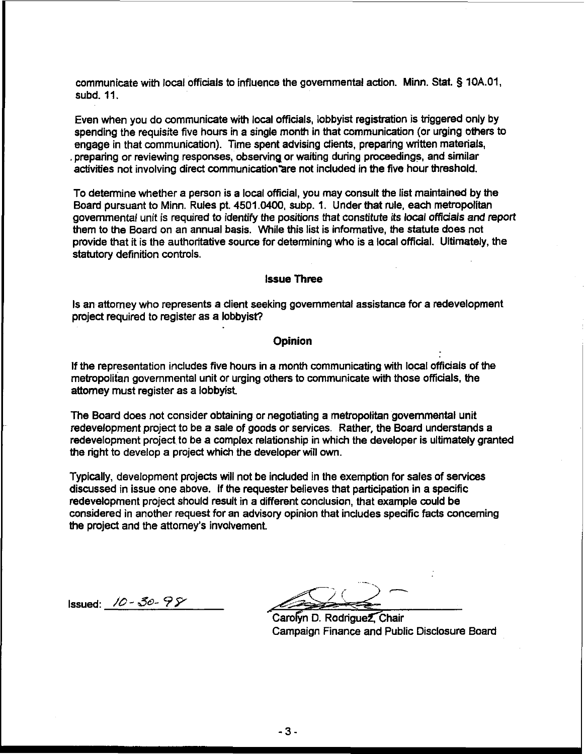communicate with local officials to influence the governmental action. Minn. Stat. § 10A.01, subd. 11.

Even when you do communicate with local officials, lobbyist registration is triggered only by spending the requisite five hours in a single month in that communication (or urging others to engage in that communication). Time spent advising clients, preparing written materials, preparing or reviewing responses, observing or waiting during proceedings, and similar activities not involving direct communication are not included in the five hour threshold.

To determine whether a person is a local official, you may consult the list maintained by the Board pursuant to Minn. Rules pt. 4501.0400, subp. 1. Under that rule, each metropolitan governmental unit is required to identify the positions that constitute its local officials and report them to the Board on an annual basis. While this list is informative, the statute does not provide that it is the authoritative source for determining who is a local official. Ultimately, the statutory definition controls.

**Issue Three**

Is an attorney who represents a client seeking governmental assistance for a redevelopment project required to register as a lobbyist?

**Opinion**

If the representation includes five hours in a month communicating with local officials of the metropolitan governmental unit or urging others to communicate with those officials, the attorney must register as a lobbyist.

The Board does not consider obtaining or negotiating a metropolitan governmental unit redevelopment project to be a sale of goods or services. Rather, the Board understands a redevelopment project to be a complex relationship in which the developer is ultimately granted the right to develop a project which the developer will own.

Typically, development projects will not be included in the exemption for sales of services discussed in issue one above. If the requester believes that participation in a specific redevelopment project should result in a different conclusion, that example could be considered in another request for an advisory opinion that includes specific facts concerning the project and the attorney's involvement.

Issued: 10-30-98

Carolyn D. Rodriguez, Chair
Campaign Finance and Public Disclosure Board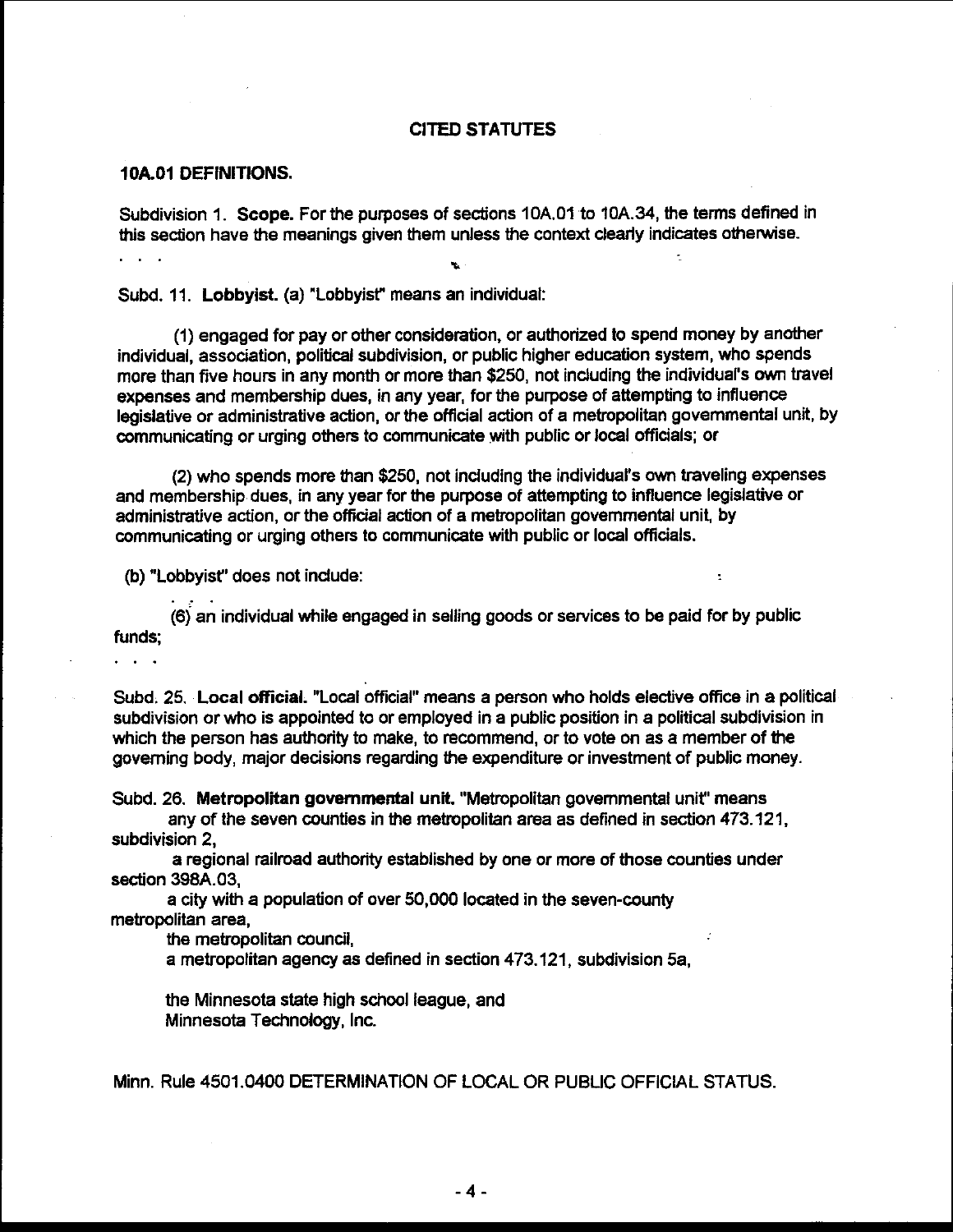## CITED STATUTES

### 10A.01 DEFINITIONS.

Subdivision 1. **Scope.** For the purposes of sections 10A.01 to 10A.34, the terms defined in this section have the meanings given them unless the context clearly indicates otherwise.

. . .

Subd. 11. **Lobbyist.** (a) "Lobbyist" means an individual:

(1) engaged for pay or other consideration, or authorized to spend money by another individual, association, political subdivision, or public higher education system, who spends more than five hours in any month or more than $250, not including the individual's own travel expenses and membership dues, in any year, for the purpose of attempting to influence legislative or administrative action, or the official action of a metropolitan governmental unit, by communicating or urging others to communicate with public or local officials; or

(2) who spends more than $250, not including the individual's own traveling expenses and membership dues, in any year for the purpose of attempting to influence legislative or administrative action, or the official action of a metropolitan governmental unit, by communicating or urging others to communicate with public or local officials.

(b) "Lobbyist" does not include:

. . .

(6) an individual while engaged in selling goods or services to be paid for by public funds;

. . .

Subd. 25. **Local official.** "Local official" means a person who holds elective office in a political subdivision or who is appointed to or employed in a public position in a political subdivision in which the person has authority to make, to recommend, or to vote on as a member of the governing body, major decisions regarding the expenditure or investment of public money.

Subd. 26. **Metropolitan governmental unit.** "Metropolitan governmental unit" means

any of the seven counties in the metropolitan area as defined in section 473.121, subdivision 2,

a regional railroad authority established by one or more of those counties under section 398A.03,

a city with a population of over 50,000 located in the seven-county metropolitan area,

the metropolitan council,

a metropolitan agency as defined in section 473.121, subdivision 5a,

the Minnesota state high school league, and

Minnesota Technology, Inc.

Minn. Rule 4501.0400 DETERMINATION OF LOCAL OR PUBLIC OFFICIAL STATUS.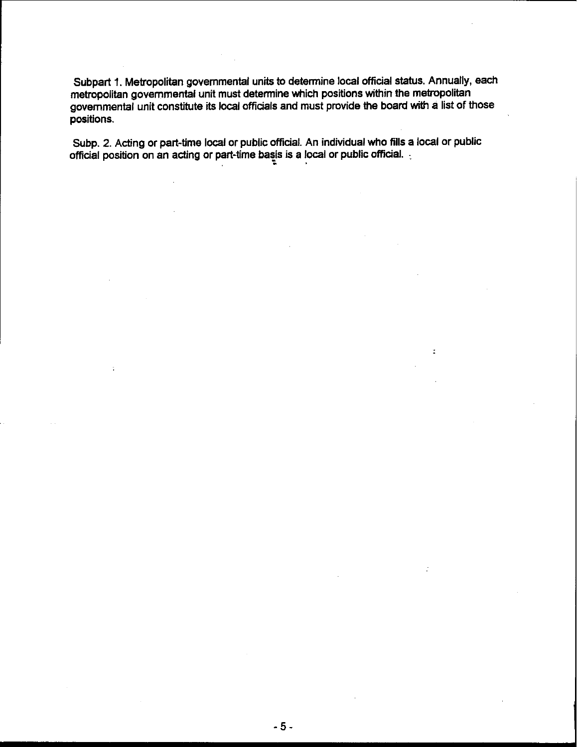Subpart 1. Metropolitan governmental units to determine local official status. Annually, each metropolitan governmental unit must determine which positions within the metropolitan governmental unit constitute its local officials and must provide the board with a list of those positions.

Subp. 2. Acting or part-time local or public official. An individual who fills a local or public official position on an acting or part-time basis is a local or public official.